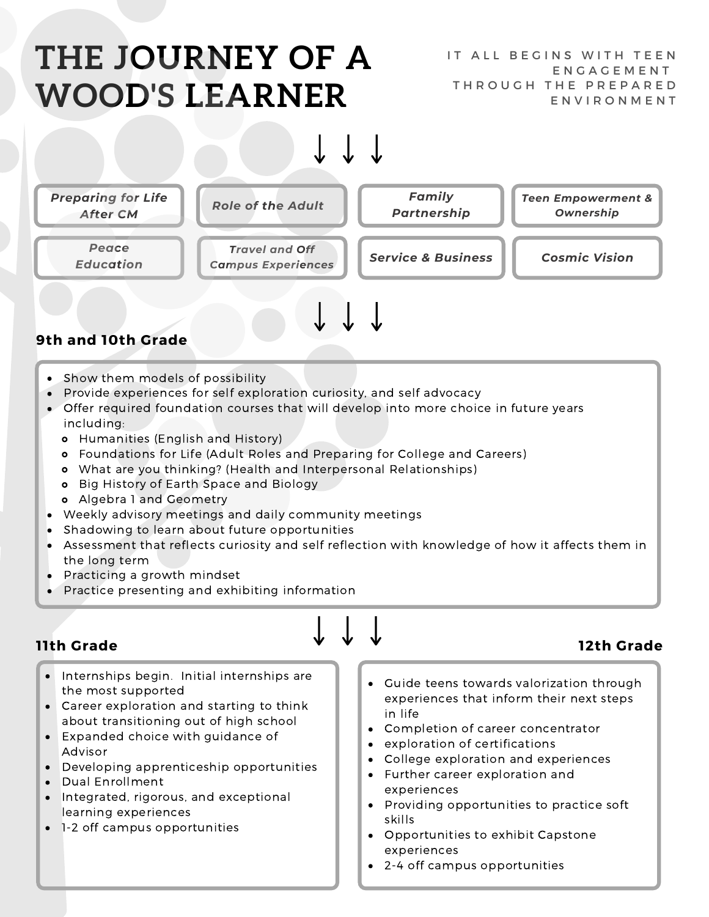# THE JOURNEY OF A WOOD'S LEARNER

IT ALL BEGINS WITH TEEN ENGAGEMENT THROUGH THE PREPARED ENVIRONMENT

↓ ↓ ↓

- *Preparing for Life After CM*
- *Role of the Adult*
- *Family Partnership*
- *Teen Empowerment & Ownership*
- *Peace Education*
- *Travel and Off Campus Experiences*
- *Service & Business*
- *Cosmic Vision*

↓ ↓ ↓

### 9th and 10th Grade

- Show them models of possibility
- Provide experiences for self exploration curiosity, and self advocacy
- Offer required foundation courses that will develop into more choice in future years including:
  - Humanities (English and History)
  - Foundations for Life (Adult Roles and Preparing for College and Careers)
  - What are you thinking? (Health and Interpersonal Relationships)
  - Big History of Earth Space and Biology
  - Algebra 1 and Geometry
- Weekly advisory meetings and daily community meetings
- Shadowing to learn about future opportunities
- Assessment that reflects curiosity and self reflection with knowledge of how it affects them in the long term
- Practicing a growth mindset
- Practice presenting and exhibiting information

↓ ↓ ↓

### 11th Grade

- Internships begin. Initial internships are the most supported
- Career exploration and starting to think about transitioning out of high school
- Expanded choice with guidance of Advisor
- Developing apprenticeship opportunities
- Dual Enrollment
- Integrated, rigorous, and exceptional learning experiences
- 1-2 off campus opportunities

### 12th Grade

- Guide teens towards valorization through experiences that inform their next steps in life
- Completion of career concentrator
- exploration of certifications
- College exploration and experiences
- Further career exploration and experiences
- Providing opportunities to practice soft skills
- Opportunities to exhibit Capstone experiences
- 2-4 off campus opportunities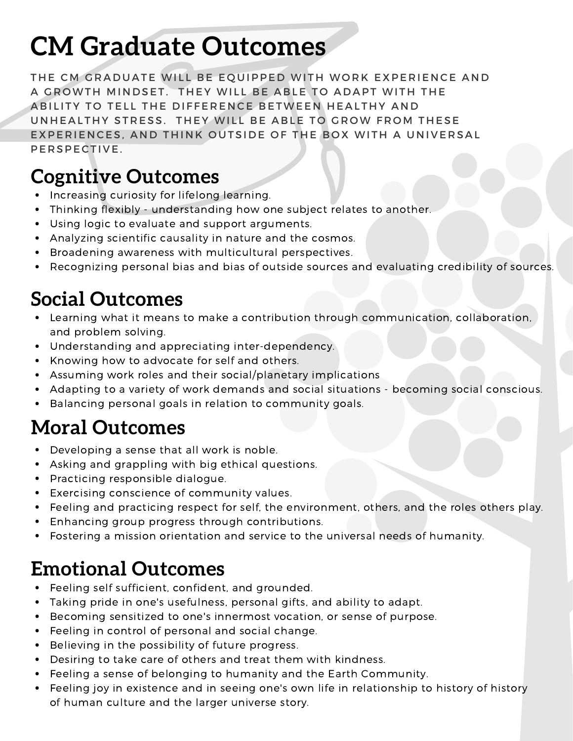# CM Graduate Outcomes

THE CM GRADUATE WILL BE EQUIPPED WITH WORK EXPERIENCE AND A GROWTH MINDSET. THEY WILL BE ABLE TO ADAPT WITH THE ABILITY TO TELL THE DIFFERENCE BETWEEN HEALTHY AND UNHEALTHY STRESS. THEY WILL BE ABLE TO GROW FROM THESE EXPERIENCES, AND THINK OUTSIDE OF THE BOX WITH A UNIVERSAL PERSPECTIVE.

## Cognitive Outcomes

- Increasing curiosity for lifelong learning.
- Thinking flexibly - understanding how one subject relates to another.
- Using logic to evaluate and support arguments.
- Analyzing scientific causality in nature and the cosmos.
- Broadening awareness with multicultural perspectives.
- Recognizing personal bias and bias of outside sources and evaluating credibility of sources.

## Social Outcomes

- Learning what it means to make a contribution through communication, collaboration, and problem solving.
- Understanding and appreciating inter-dependency.
- Knowing how to advocate for self and others.
- Assuming work roles and their social/planetary implications
- Adapting to a variety of work demands and social situations - becoming social conscious.
- Balancing personal goals in relation to community goals.

## Moral Outcomes

- Developing a sense that all work is noble.
- Asking and grappling with big ethical questions.
- Practicing responsible dialogue.
- Exercising conscience of community values.
- Feeling and practicing respect for self, the environment, others, and the roles others play.
- Enhancing group progress through contributions.
- Fostering a mission orientation and service to the universal needs of humanity.

## Emotional Outcomes

- Feeling self sufficient, confident, and grounded.
- Taking pride in one's usefulness, personal gifts, and ability to adapt.
- Becoming sensitized to one's innermost vocation, or sense of purpose.
- Feeling in control of personal and social change.
- Believing in the possibility of future progress.
- Desiring to take care of others and treat them with kindness.
- Feeling a sense of belonging to humanity and the Earth Community.
- Feeling joy in existence and in seeing one's own life in relationship to history of history of human culture and the larger universe story.